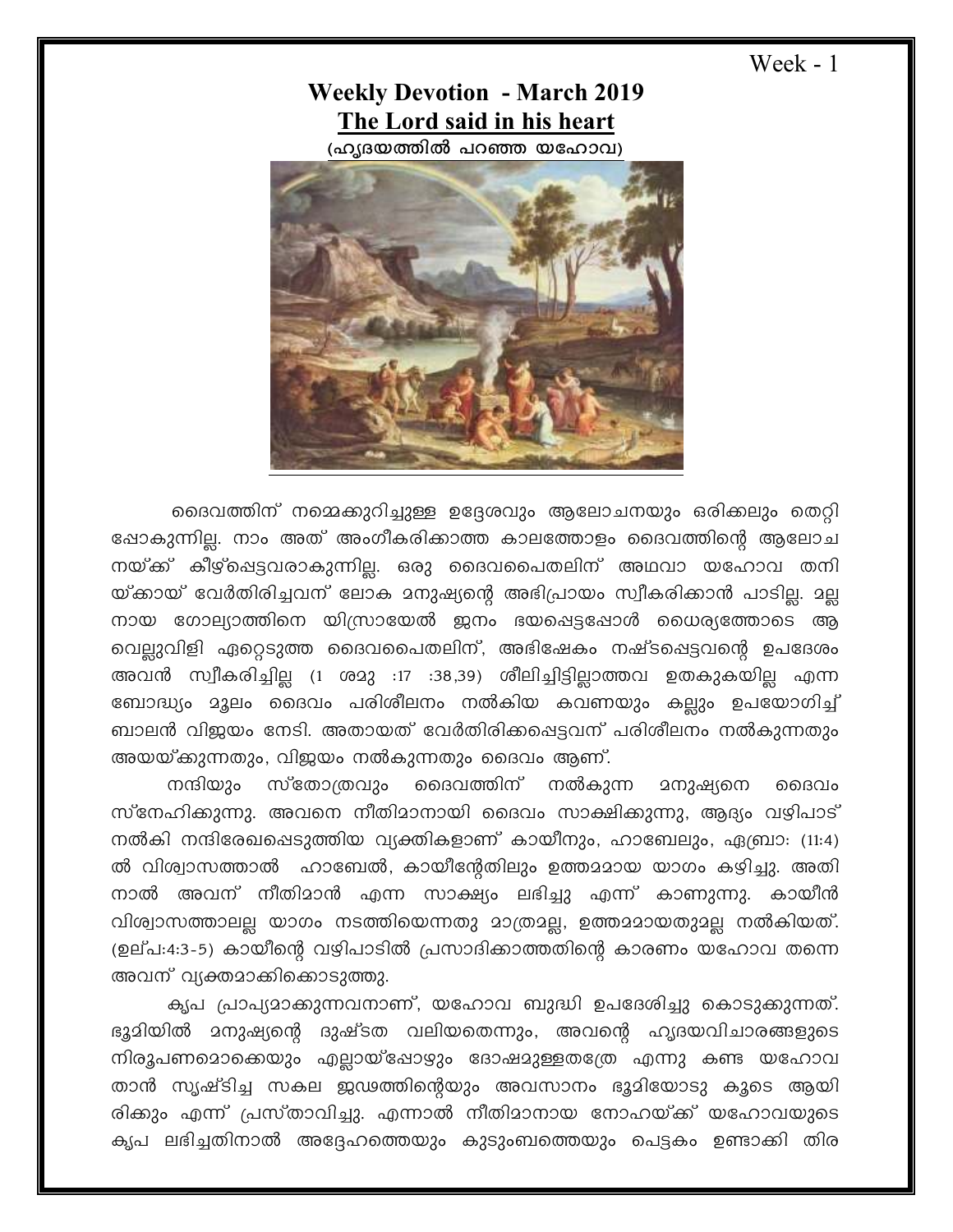Week - 1

# Weekly Devotion - March 2019

## The Lord said in his heart

**(ഹൃദയത്തിൽ പറഞ്ഞ യഹോവ)**

ദൈവത്തിന് നമ്മെക്കുറിച്ചുള്ള ഉദ്ദേശവും ആലോചനയും ഒരിക്കലും തെറ്റിപ്പോകുന്നില്ല. നാം അത് അംഗീകരിക്കാത്ത കാലത്തോളം ദൈവത്തിന്റെ ആലോചനയ്ക്ക് കീഴ്പ്പെട്ടവരാകുന്നില്ല. ഒരു ദൈവപൈതലിന് അഥവാ യഹോവ തനിയ്ക്കായ് വേർതിരിച്ചവന് ലോക മനുഷ്യന്റെ അഭിപ്രായം സ്വീകരിക്കാൻ പാടില്ല. മല്ലനായ ഗോല്യാത്തിനെ യിസ്രായേൽ ജനം ഭയപ്പെട്ടപ്പോൾ ധൈര്യത്തോടെ ആ വെല്ലുവിളി ഏറ്റെടുത്ത ദൈവപൈതലിന്, അഭിഷേകം നഷ്ടപ്പെട്ടവന്റെ ഉപദേശം അവൻ സ്വീകരിച്ചില്ല (1 ശമു :17 :38,39) ശീലിച്ചിട്ടില്ലാത്തവ ഉതകുകയില്ല എന്ന ബോദ്ധ്യം മൂലം ദൈവം പരിശീലനം നൽകിയ കവണയും കല്ലും ഉപയോഗിച്ച് ബാലൻ വിജയം നേടി. അതായത് വേർതിരിക്കപ്പെട്ടവന് പരിശീലനം നൽകുന്നതും അയയ്ക്കുന്നതും, വിജയം നൽകുന്നതും ദൈവം ആണ്.

നന്ദിയും സ്തോത്രവും ദൈവത്തിന് നൽകുന്ന മനുഷ്യനെ ദൈവം സ്നേഹിക്കുന്നു. അവനെ നീതിമാനായി ദൈവം സാക്ഷിക്കുന്നു, ആദ്യം വഴിപാട് നൽകി നന്ദിരേഖപ്പെടുത്തിയ വ്യക്തികളാണ് കായീനും, ഹാബേലും, എബ്രാ: (11:4) ൽ വിശ്വാസത്താൽ ഹാബേൽ, കായീന്റേതിലും ഉത്തമമായ യാഗം കഴിച്ചു. അതിനാൽ അവന് നീതിമാൻ എന്ന സാക്ഷ്യം ലഭിച്ചു എന്ന് കാണുന്നു. കായീൻ വിശ്വാസത്താലല്ല യാഗം നടത്തിയെന്നതു മാത്രമല്ല, ഉത്തമമായതുമല്ല നൽകിയത്. (ഉല്പ:4:3-5) കായീന്റെ വഴിപാടിൽ പ്രസാദിക്കാത്തതിന്റെ കാരണം യഹോവ തന്നെ അവന് വ്യക്തമാക്കിക്കൊടുത്തു.

കൃപ പ്രാപ്യമാക്കുന്നവനാണ്, യഹോവ ബുദ്ധി ഉപദേശിച്ചു കൊടുക്കുന്നത്. ഭൂമിയിൽ മനുഷ്യന്റെ ദുഷ്ടത വലിയതെന്നും, അവന്റെ ഹൃദയവിചാരങ്ങളുടെ നിരൂപണമൊക്കെയും എല്ലായ്പ്പോഴും ദോഷമുള്ളതത്രേ എന്നു കണ്ട യഹോവ താൻ സൃഷ്ടിച്ച സകല ജഢത്തിന്റെയും അവസാനം ഭൂമിയോടു കൂടെ ആയിരിക്കും എന്ന് പ്രസ്താവിച്ചു. എന്നാൽ നീതിമാനായ നോഹയ്ക്ക് യഹോവയുടെ കൃപ ലഭിച്ചതിനാൽ അദ്ദേഹത്തെയും കുടുംബത്തെയും പെട്ടകം ഉണ്ടാക്കി തിര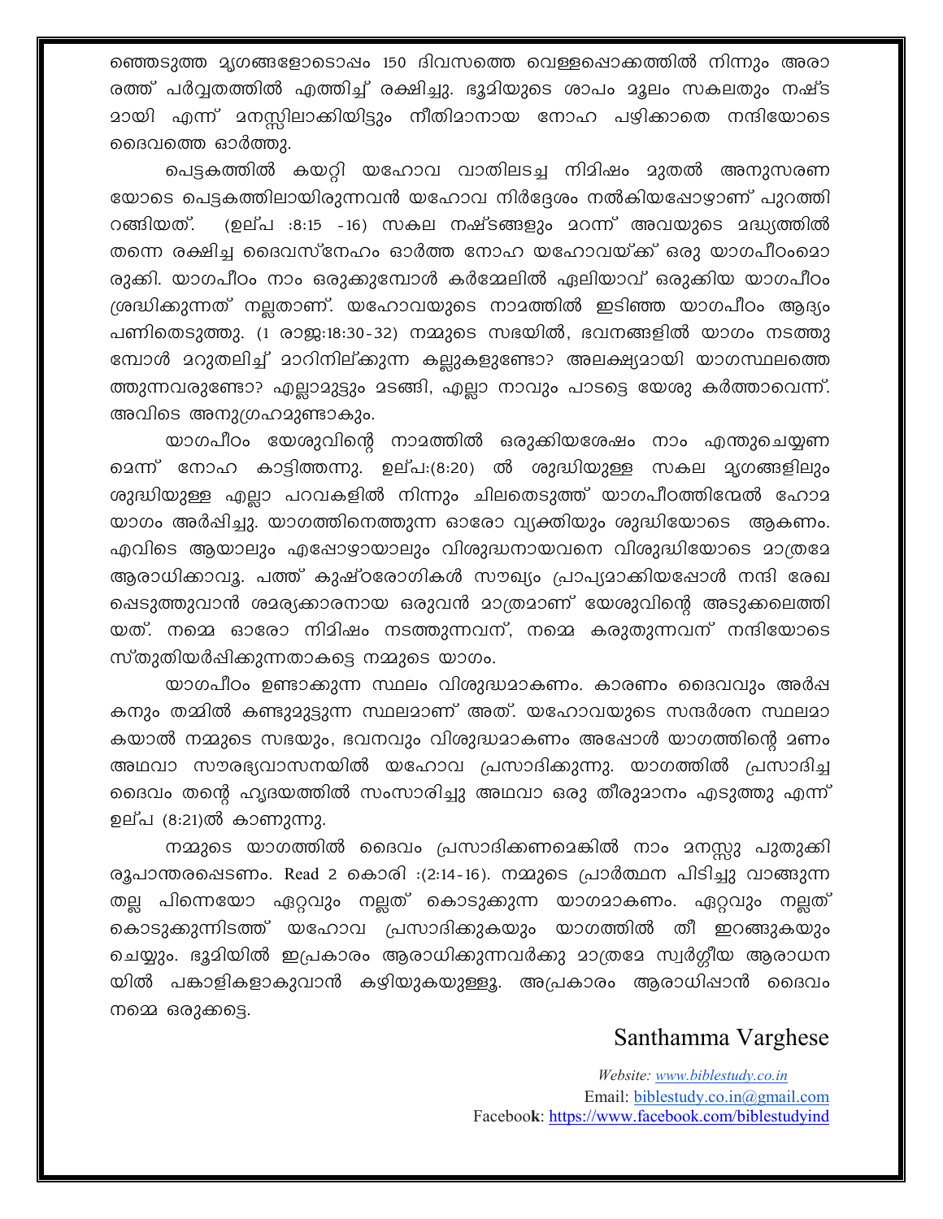ഞെടുത്ത മൃഗങ്ങളോടൊപ്പം 150 ദിവസത്തെ വെള്ളപ്പൊക്കത്തിൽ നിന്നും അരാരത്ത് പർവ്വതത്തിൽ എത്തിച്ച് രക്ഷിച്ചു. ഭൂമിയുടെ ശാപം മൂലം സകലതും നഷ്ടമായി എന്ന് മനസ്സിലാക്കിയിട്ടും നീതിമാനായ നോഹ പഴിക്കാതെ നന്ദിയോടെ ദൈവത്തെ ഓർത്തു.

പെട്ടകത്തിൽ കയറ്റി യഹോവ വാതിലടച്ച നിമിഷം മുതൽ അനുസരണയോടെ പെട്ടകത്തിലായിരുന്നവൻ യഹോവ നിർദ്ദേശം നൽകിയപ്പോഴാണ് പുറത്തിറങ്ങിയത്. (ഉല്പ :8:15 -16) സകല നഷ്ടങ്ങളും മറന്ന് അവയുടെ മദ്ധ്യത്തിൽ തന്നെ രക്ഷിച്ച ദൈവസ്നേഹം ഓർത്ത നോഹ യഹോവയ്ക്ക് ഒരു യാഗപീഠംമൊരുക്കി. യാഗപീഠം നാം ഒരുക്കുമ്പോൾ കർമ്മേലിൽ ഏലിയാവ് ഒരുക്കിയ യാഗപീഠം ശ്രദ്ധിക്കുന്നത് നല്ലതാണ്. യഹോവയുടെ നാമത്തിൽ ഇടിഞ്ഞ യാഗപീഠം ആദ്യം പണിതെടുത്തു. (1 രാജ:18:30-32) നമ്മുടെ സഭയിൽ, ഭവനങ്ങളിൽ യാഗം നടത്തുമ്പോൾ മറുതലിച്ച് മാറിനില്ക്കുന്ന കല്ലുകളുണ്ടോ? അലക്ഷ്യമായി യാഗസ്ഥലത്തെത്തുന്നവരുണ്ടോ? എല്ലാമുട്ടും മടങ്ങി, എല്ലാ നാവും പാടട്ടെ യേശു കർത്താവെന്ന്. അവിടെ അനുഗ്രഹമുണ്ടാകും.

യാഗപീഠം യേശുവിന്റെ നാമത്തിൽ ഒരുക്കിയശേഷം നാം എന്തുചെയ്യണമെന്ന് നോഹ കാട്ടിത്തന്നു. ഉല്പ:(8:20) ൽ ശുദ്ധിയുള്ള സകല മൃഗങ്ങളിലും ശുദ്ധിയുള്ള എല്ലാ പറവകളിൽ നിന്നും ചിലതെടുത്ത് യാഗപീഠത്തിന്മേൽ ഹോമയാഗം അർപ്പിച്ചു. യാഗത്തിനെത്തുന്ന ഓരോ വ്യക്തിയും ശുദ്ധിയോടെ ആകണം. എവിടെ ആയാലും എപ്പോഴായാലും വിശുദ്ധനായവനെ വിശുദ്ധിയോടെ മാത്രമേ ആരാധിക്കാവൂ. പത്ത് കുഷ്ഠരോഗികൾ സൗഖ്യം പ്രാപ്യമാക്കിയപ്പോൾ നന്ദി രേഖപ്പെടുത്തുവാൻ ശമര്യക്കാരനായ ഒരുവൻ മാത്രമാണ് യേശുവിന്റെ അടുക്കലെത്തിയത്. നമ്മെ ഓരോ നിമിഷം നടത്തുന്നവന്, നമ്മെ കരുതുന്നവന് നന്ദിയോടെ സ്തുതിയർപ്പിക്കുന്നതാകട്ടെ നമ്മുടെ യാഗം.

യാഗപീഠം ഉണ്ടാക്കുന്ന സ്ഥലം വിശുദ്ധമാകണം. കാരണം ദൈവവും അർപ്പകനും തമ്മിൽ കണ്ടുമുട്ടുന്ന സ്ഥലമാണ് അത്. യഹോവയുടെ സന്ദർശന സ്ഥലമാകയാൽ നമ്മുടെ സഭയും, ഭവനവും വിശുദ്ധമാകണം അപ്പോൾ യാഗത്തിന്റെ മണം അഥവാ സൗരഭ്യവാസനയിൽ യഹോവ പ്രസാദിക്കുന്നു. യാഗത്തിൽ പ്രസാദിച്ച ദൈവം തന്റെ ഹൃദയത്തിൽ സംസാരിച്ചു അഥവാ ഒരു തീരുമാനം എടുത്തു എന്ന് ഉല്പ (8:21)ൽ കാണുന്നു.

നമ്മുടെ യാഗത്തിൽ ദൈവം പ്രസാദിക്കണമെങ്കിൽ നാം മനസ്സു പുതുക്കി രൂപാന്തരപ്പെടണം. Read 2 കൊരി :(2:14-16). നമ്മുടെ പ്രാർത്ഥന പിടിച്ചു വാങ്ങുന്നതല്ല പിന്നെയോ ഏറ്റവും നല്ലത് കൊടുക്കുന്ന യാഗമാകണം. ഏറ്റവും നല്ലത് കൊടുക്കുന്നിടത്ത് യഹോവ പ്രസാദിക്കുകയും യാഗത്തിൽ തീ ഇറങ്ങുകയും ചെയ്യും. ഭൂമിയിൽ ഇപ്രകാരം ആരാധിക്കുന്നവർക്കു മാത്രമേ സ്വർഗ്ഗീയ ആരാധനയിൽ പങ്കാളികളാകുവാൻ കഴിയുകയുള്ളൂ. അപ്രകാരം ആരാധിപ്പാൻ ദൈവം നമ്മെ ഒരുക്കട്ടെ.

Santhamma Varghese

*Website: www.biblestudy.co.in*
Email: biblestudy.co.in@gmail.com
Facebook: https://www.facebook.com/biblestudyind